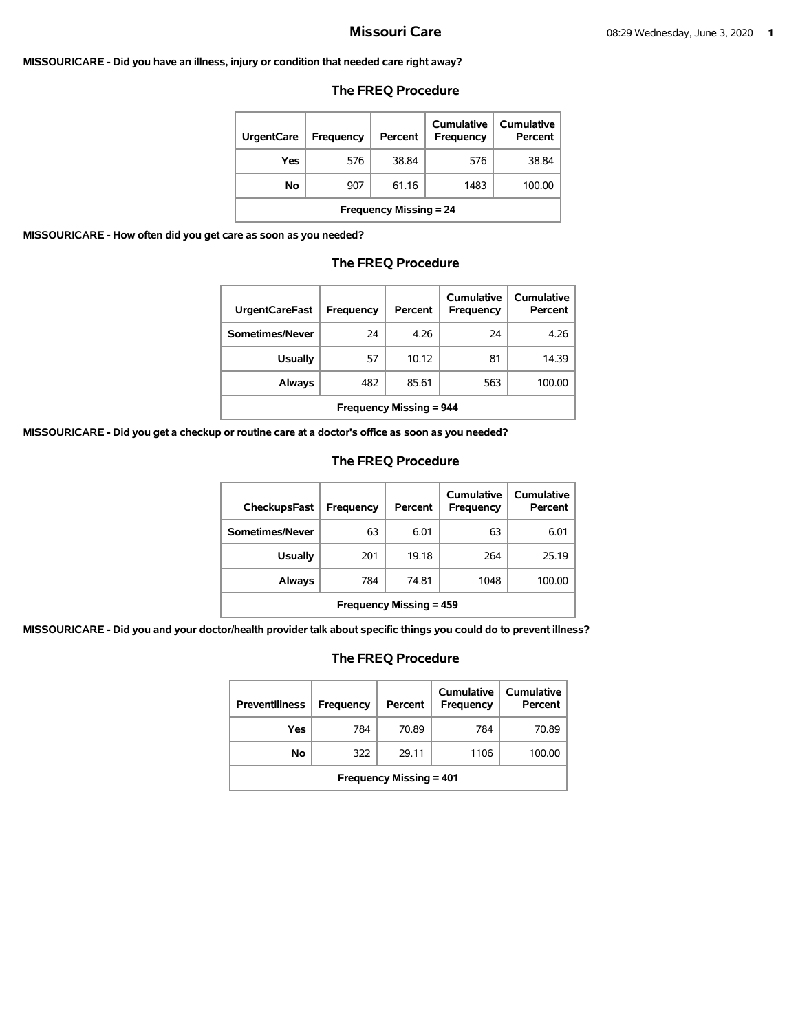# Missouri Care

**MISSOURICARE - Did you have an illness, injury or condition that needed care right away?**

## The FREQ Procedure

| UrgentCare | Frequency | Percent | Cumulative Frequency | Cumulative Percent |
|---|---|---|---|---|
| Yes | 576 | 38.84 | 576 | 38.84 |
| No | 907 | 61.16 | 1483 | 100.00 |
| Frequency Missing = 24 | | | | |

**MISSOURICARE - How often did you get care as soon as you needed?**

## The FREQ Procedure

| UrgentCareFast | Frequency | Percent | Cumulative Frequency | Cumulative Percent |
|---|---|---|---|---|
| Sometimes/Never | 24 | 4.26 | 24 | 4.26 |
| Usually | 57 | 10.12 | 81 | 14.39 |
| Always | 482 | 85.61 | 563 | 100.00 |
| Frequency Missing = 944 | | | | |

**MISSOURICARE - Did you get a checkup or routine care at a doctor's office as soon as you needed?**

## The FREQ Procedure

| CheckupsFast | Frequency | Percent | Cumulative Frequency | Cumulative Percent |
|---|---|---|---|---|
| Sometimes/Never | 63 | 6.01 | 63 | 6.01 |
| Usually | 201 | 19.18 | 264 | 25.19 |
| Always | 784 | 74.81 | 1048 | 100.00 |
| Frequency Missing = 459 | | | | |

**MISSOURICARE - Did you and your doctor/health provider talk about specific things you could do to prevent illness?**

## The FREQ Procedure

| PreventIllness | Frequency | Percent | Cumulative Frequency | Cumulative Percent |
|---|---|---|---|---|
| Yes | 784 | 70.89 | 784 | 70.89 |
| No | 322 | 29.11 | 1106 | 100.00 |
| Frequency Missing = 401 | | | | |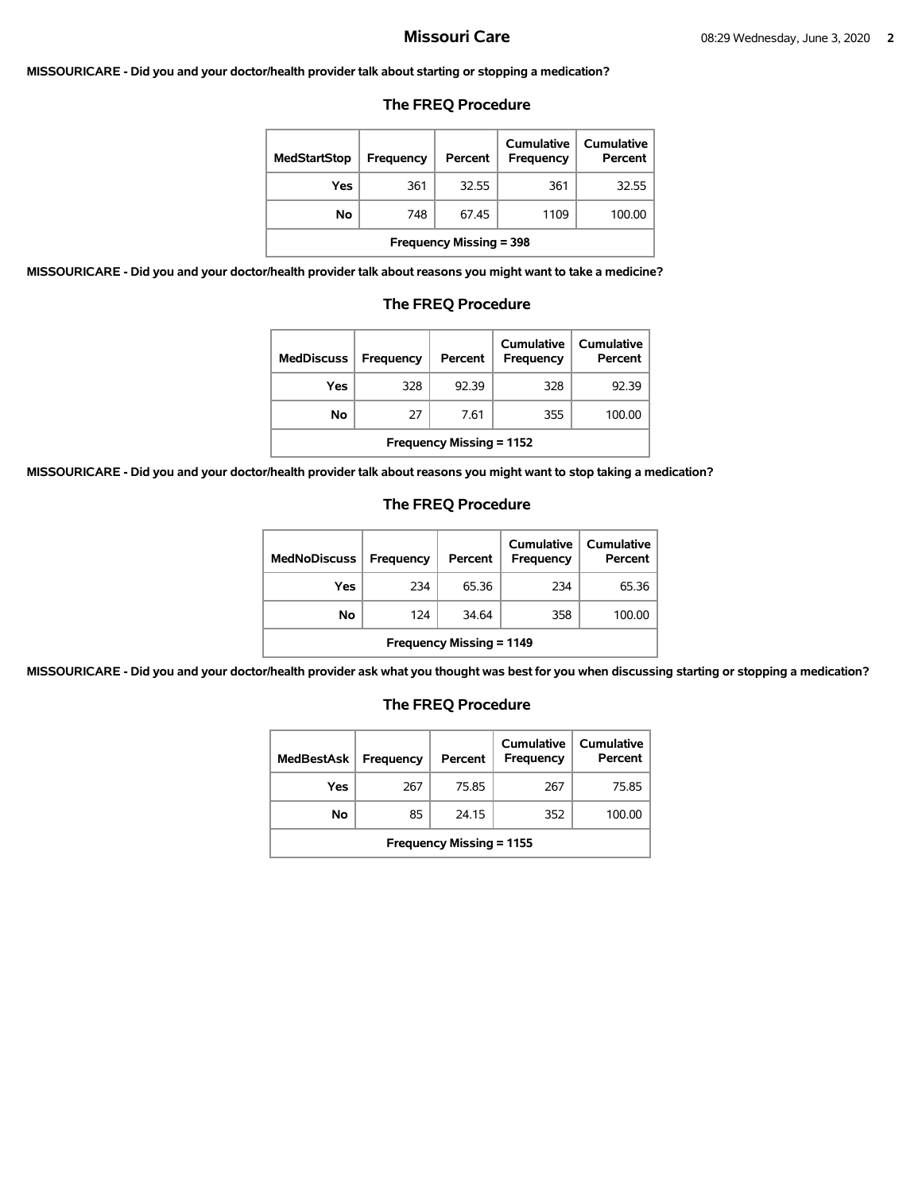**MISSOURICARE - Did you and your doctor/health provider talk about starting or stopping a medication?**

### The FREQ Procedure

| MedStartStop | Frequency | Percent | Cumulative Frequency | Cumulative Percent |
|---|---|---|---|---|
| Yes | 361 | 32.55 | 361 | 32.55 |
| No | 748 | 67.45 | 1109 | 100.00 |
| Frequency Missing = 398 | | | | |

**MISSOURICARE - Did you and your doctor/health provider talk about reasons you might want to take a medicine?**

### The FREQ Procedure

| MedDiscuss | Frequency | Percent | Cumulative Frequency | Cumulative Percent |
|---|---|---|---|---|
| Yes | 328 | 92.39 | 328 | 92.39 |
| No | 27 | 7.61 | 355 | 100.00 |
| Frequency Missing = 1152 | | | | |

**MISSOURICARE - Did you and your doctor/health provider talk about reasons you might want to stop taking a medication?**

### The FREQ Procedure

| MedNoDiscuss | Frequency | Percent | Cumulative Frequency | Cumulative Percent |
|---|---|---|---|---|
| Yes | 234 | 65.36 | 234 | 65.36 |
| No | 124 | 34.64 | 358 | 100.00 |
| Frequency Missing = 1149 | | | | |

**MISSOURICARE - Did you and your doctor/health provider ask what you thought was best for you when discussing starting or stopping a medication?**

### The FREQ Procedure

| MedBestAsk | Frequency | Percent | Cumulative Frequency | Cumulative Percent |
|---|---|---|---|---|
| Yes | 267 | 75.85 | 267 | 75.85 |
| No | 85 | 24.15 | 352 | 100.00 |
| Frequency Missing = 1155 | | | | |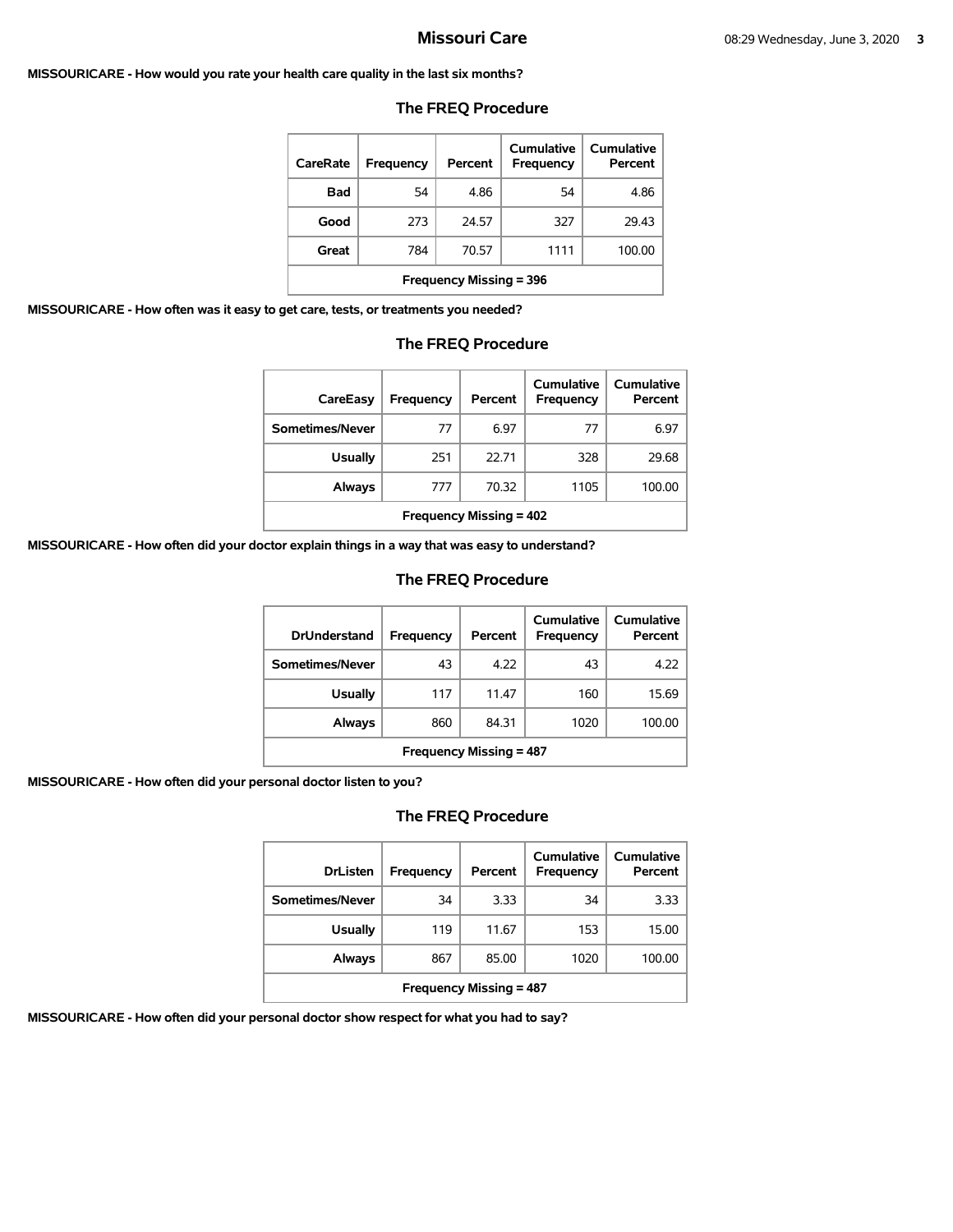**MISSOURICARE - How would you rate your health care quality in the last six months?**

### The FREQ Procedure

| CareRate | Frequency | Percent | Cumulative Frequency | Cumulative Percent |
|---|---|---|---|---|
| Bad | 54 | 4.86 | 54 | 4.86 |
| Good | 273 | 24.57 | 327 | 29.43 |
| Great | 784 | 70.57 | 1111 | 100.00 |
| Frequency Missing = 396 | | | | |

**MISSOURICARE - How often was it easy to get care, tests, or treatments you needed?**

### The FREQ Procedure

| CareEasy | Frequency | Percent | Cumulative Frequency | Cumulative Percent |
|---|---|---|---|---|
| Sometimes/Never | 77 | 6.97 | 77 | 6.97 |
| Usually | 251 | 22.71 | 328 | 29.68 |
| Always | 777 | 70.32 | 1105 | 100.00 |
| Frequency Missing = 402 | | | | |

**MISSOURICARE - How often did your doctor explain things in a way that was easy to understand?**

### The FREQ Procedure

| DrUnderstand | Frequency | Percent | Cumulative Frequency | Cumulative Percent |
|---|---|---|---|---|
| Sometimes/Never | 43 | 4.22 | 43 | 4.22 |
| Usually | 117 | 11.47 | 160 | 15.69 |
| Always | 860 | 84.31 | 1020 | 100.00 |
| Frequency Missing = 487 | | | | |

**MISSOURICARE - How often did your personal doctor listen to you?**

### The FREQ Procedure

| DrListen | Frequency | Percent | Cumulative Frequency | Cumulative Percent |
|---|---|---|---|---|
| Sometimes/Never | 34 | 3.33 | 34 | 3.33 |
| Usually | 119 | 11.67 | 153 | 15.00 |
| Always | 867 | 85.00 | 1020 | 100.00 |
| Frequency Missing = 487 | | | | |

**MISSOURICARE - How often did your personal doctor show respect for what you had to say?**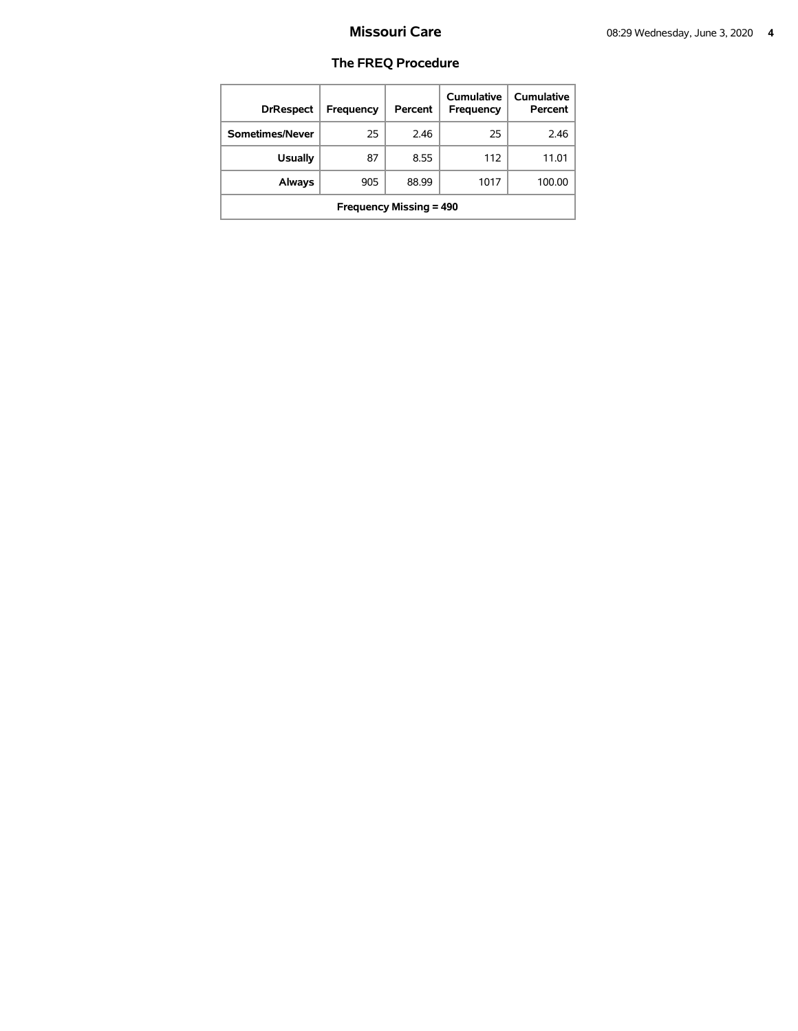# Missouri Care

## The FREQ Procedure

| DrRespect | Frequency | Percent | Cumulative Frequency | Cumulative Percent |
|---|---|---|---|---|
| Sometimes/Never | 25 | 2.46 | 25 | 2.46 |
| Usually | 87 | 8.55 | 112 | 11.01 |
| Always | 905 | 88.99 | 1017 | 100.00 |
| Frequency Missing = 490 | | | | |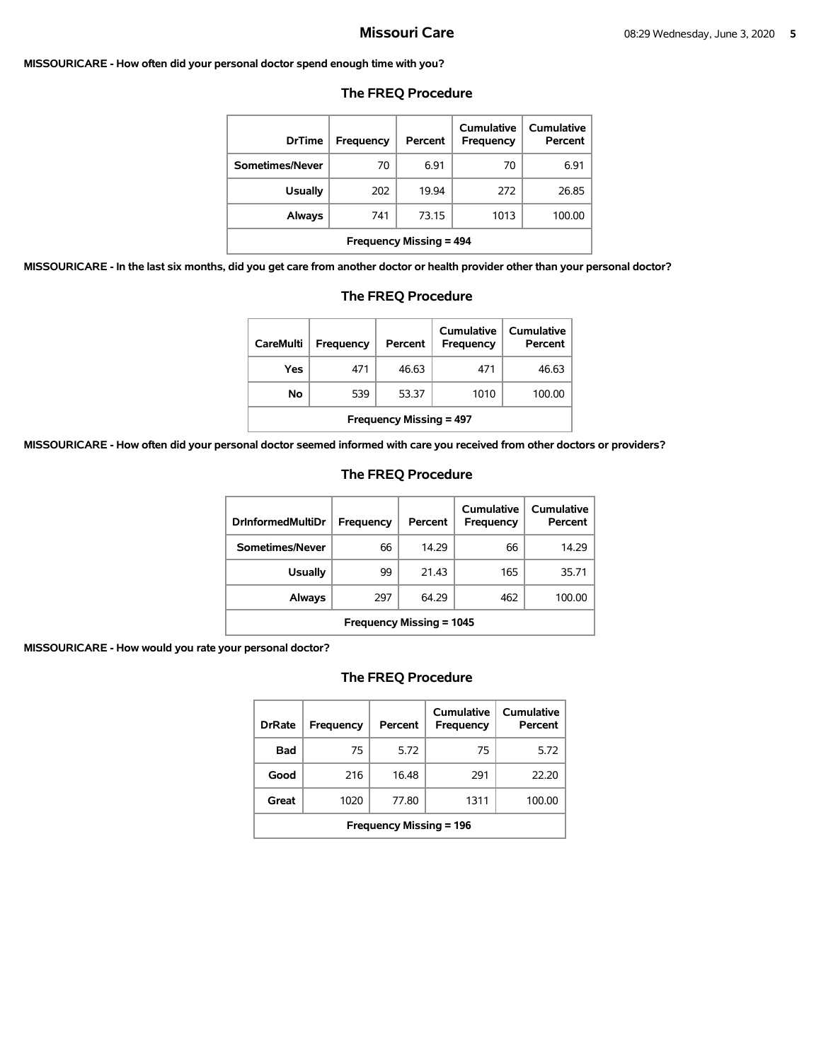**MISSOURICARE - How often did your personal doctor spend enough time with you?**

### The FREQ Procedure

| DrTime | Frequency | Percent | Cumulative Frequency | Cumulative Percent |
|---|---|---|---|---|
| Sometimes/Never | 70 | 6.91 | 70 | 6.91 |
| Usually | 202 | 19.94 | 272 | 26.85 |
| Always | 741 | 73.15 | 1013 | 100.00 |
| Frequency Missing = 494 | | | | |

**MISSOURICARE - In the last six months, did you get care from another doctor or health provider other than your personal doctor?**

### The FREQ Procedure

| CareMulti | Frequency | Percent | Cumulative Frequency | Cumulative Percent |
|---|---|---|---|---|
| Yes | 471 | 46.63 | 471 | 46.63 |
| No | 539 | 53.37 | 1010 | 100.00 |
| Frequency Missing = 497 | | | | |

**MISSOURICARE - How often did your personal doctor seemed informed with care you received from other doctors or providers?**

### The FREQ Procedure

| DrInformedMultiDr | Frequency | Percent | Cumulative Frequency | Cumulative Percent |
|---|---|---|---|---|
| Sometimes/Never | 66 | 14.29 | 66 | 14.29 |
| Usually | 99 | 21.43 | 165 | 35.71 |
| Always | 297 | 64.29 | 462 | 100.00 |
| Frequency Missing = 1045 | | | | |

**MISSOURICARE - How would you rate your personal doctor?**

### The FREQ Procedure

| DrRate | Frequency | Percent | Cumulative Frequency | Cumulative Percent |
|---|---|---|---|---|
| Bad | 75 | 5.72 | 75 | 5.72 |
| Good | 216 | 16.48 | 291 | 22.20 |
| Great | 1020 | 77.80 | 1311 | 100.00 |
| Frequency Missing = 196 | | | | |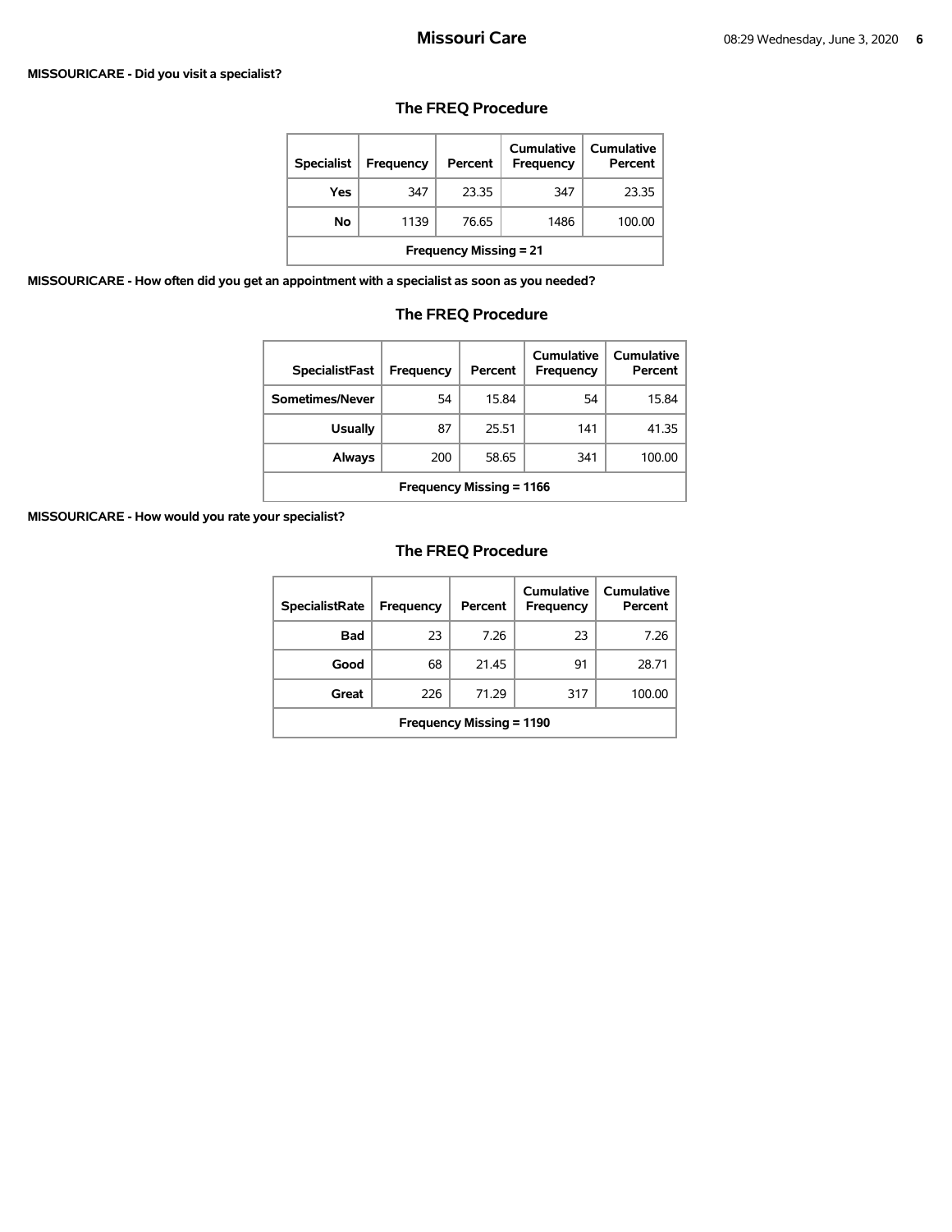**MISSOURICARE - Did you visit a specialist?**

## The FREQ Procedure

| Specialist | Frequency | Percent | Cumulative Frequency | Cumulative Percent |
|---|---|---|---|---|
| Yes | 347 | 23.35 | 347 | 23.35 |
| No | 1139 | 76.65 | 1486 | 100.00 |
| Frequency Missing = 21 | | | | |

**MISSOURICARE - How often did you get an appointment with a specialist as soon as you needed?**

## The FREQ Procedure

| SpecialistFast | Frequency | Percent | Cumulative Frequency | Cumulative Percent |
|---|---|---|---|---|
| Sometimes/Never | 54 | 15.84 | 54 | 15.84 |
| Usually | 87 | 25.51 | 141 | 41.35 |
| Always | 200 | 58.65 | 341 | 100.00 |
| Frequency Missing = 1166 | | | | |

**MISSOURICARE - How would you rate your specialist?**

## The FREQ Procedure

| SpecialistRate | Frequency | Percent | Cumulative Frequency | Cumulative Percent |
|---|---|---|---|---|
| Bad | 23 | 7.26 | 23 | 7.26 |
| Good | 68 | 21.45 | 91 | 28.71 |
| Great | 226 | 71.29 | 317 | 100.00 |
| Frequency Missing = 1190 | | | | |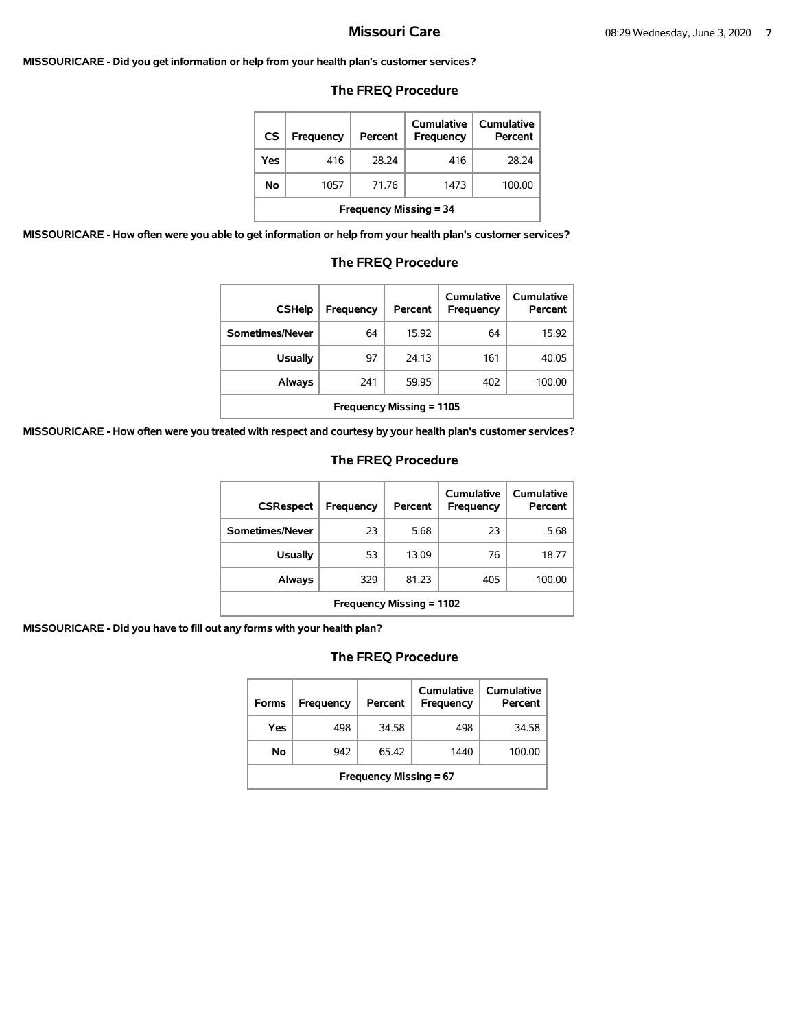**MISSOURICARE - Did you get information or help from your health plan's customer services?**

### The FREQ Procedure

| CS | Frequency | Percent | Cumulative Frequency | Cumulative Percent |
|---|---|---|---|---|
| Yes | 416 | 28.24 | 416 | 28.24 |
| No | 1057 | 71.76 | 1473 | 100.00 |
| Frequency Missing = 34 | | | | |

**MISSOURICARE - How often were you able to get information or help from your health plan's customer services?**

### The FREQ Procedure

| CSHelp | Frequency | Percent | Cumulative Frequency | Cumulative Percent |
|---|---|---|---|---|
| Sometimes/Never | 64 | 15.92 | 64 | 15.92 |
| Usually | 97 | 24.13 | 161 | 40.05 |
| Always | 241 | 59.95 | 402 | 100.00 |
| Frequency Missing = 1105 | | | | |

**MISSOURICARE - How often were you treated with respect and courtesy by your health plan's customer services?**

### The FREQ Procedure

| CSRespect | Frequency | Percent | Cumulative Frequency | Cumulative Percent |
|---|---|---|---|---|
| Sometimes/Never | 23 | 5.68 | 23 | 5.68 |
| Usually | 53 | 13.09 | 76 | 18.77 |
| Always | 329 | 81.23 | 405 | 100.00 |
| Frequency Missing = 1102 | | | | |

**MISSOURICARE - Did you have to fill out any forms with your health plan?**

### The FREQ Procedure

| Forms | Frequency | Percent | Cumulative Frequency | Cumulative Percent |
|---|---|---|---|---|
| Yes | 498 | 34.58 | 498 | 34.58 |
| No | 942 | 65.42 | 1440 | 100.00 |
| Frequency Missing = 67 | | | | |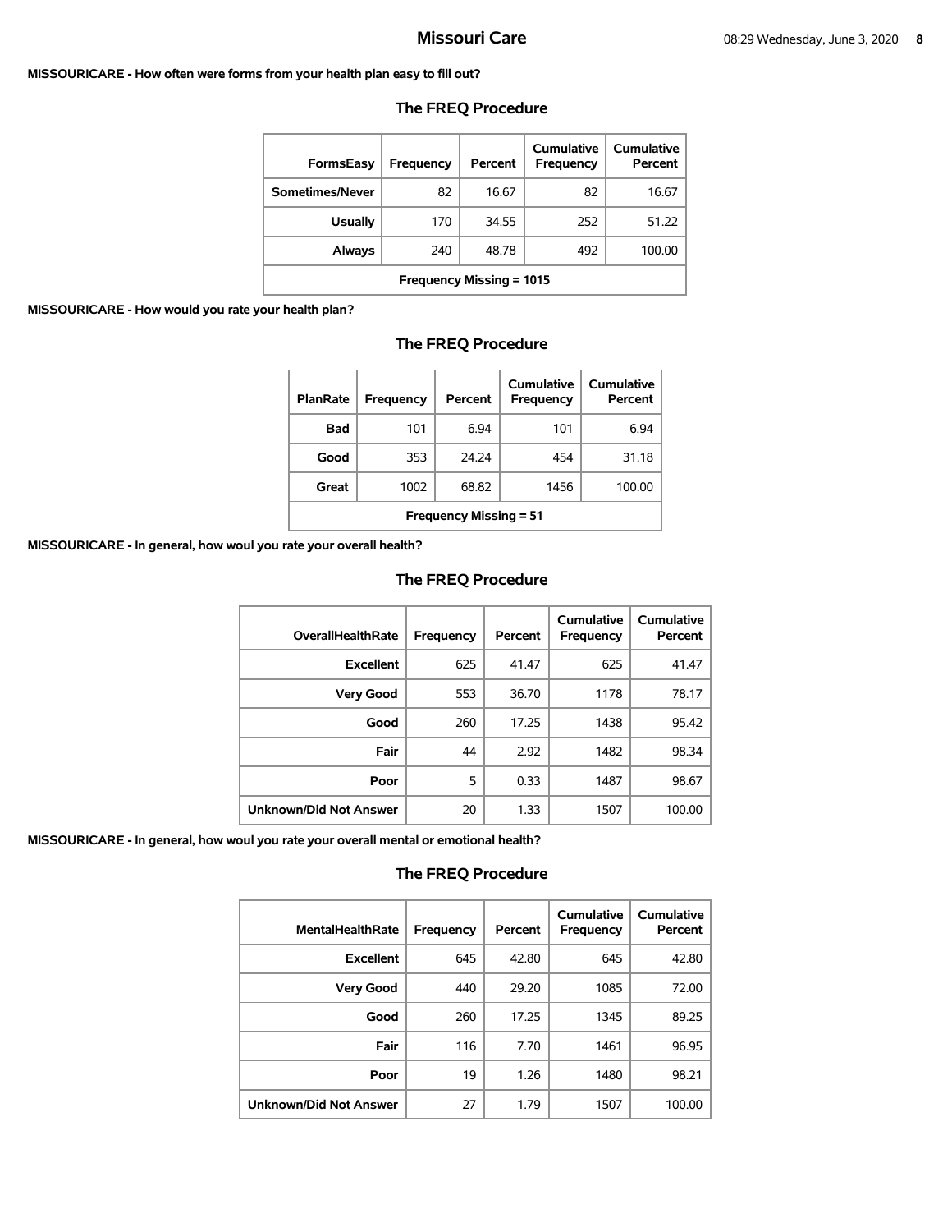**MISSOURICARE - How often were forms from your health plan easy to fill out?**

## The FREQ Procedure

| FormsEasy | Frequency | Percent | Cumulative Frequency | Cumulative Percent |
|---|---|---|---|---|
| Sometimes/Never | 82 | 16.67 | 82 | 16.67 |
| Usually | 170 | 34.55 | 252 | 51.22 |
| Always | 240 | 48.78 | 492 | 100.00 |
| Frequency Missing = 1015 | | | | |

**MISSOURICARE - How would you rate your health plan?**

## The FREQ Procedure

| PlanRate | Frequency | Percent | Cumulative Frequency | Cumulative Percent |
|---|---|---|---|---|
| Bad | 101 | 6.94 | 101 | 6.94 |
| Good | 353 | 24.24 | 454 | 31.18 |
| Great | 1002 | 68.82 | 1456 | 100.00 |
| Frequency Missing = 51 | | | | |

**MISSOURICARE - In general, howul you rate your overall health?**

## The FREQ Procedure

| OverallHealthRate | Frequency | Percent | Cumulative Frequency | Cumulative Percent |
|---|---|---|---|---|
| Excellent | 625 | 41.47 | 625 | 41.47 |
| Very Good | 553 | 36.70 | 1178 | 78.17 |
| Good | 260 | 17.25 | 1438 | 95.42 |
| Fair | 44 | 2.92 | 1482 | 98.34 |
| Poor | 5 | 0.33 | 1487 | 98.67 |
| Unknown/Did Not Answer | 20 | 1.33 | 1507 | 100.00 |

**MISSOURICARE - In general, howul you rate your overall mental or emotional health?**

## The FREQ Procedure

| MentalHealthRate | Frequency | Percent | Cumulative Frequency | Cumulative Percent |
|---|---|---|---|---|
| Excellent | 645 | 42.80 | 645 | 42.80 |
| Very Good | 440 | 29.20 | 1085 | 72.00 |
| Good | 260 | 17.25 | 1345 | 89.25 |
| Fair | 116 | 7.70 | 1461 | 96.95 |
| Poor | 19 | 1.26 | 1480 | 98.21 |
| Unknown/Did Not Answer | 27 | 1.79 | 1507 | 100.00 |